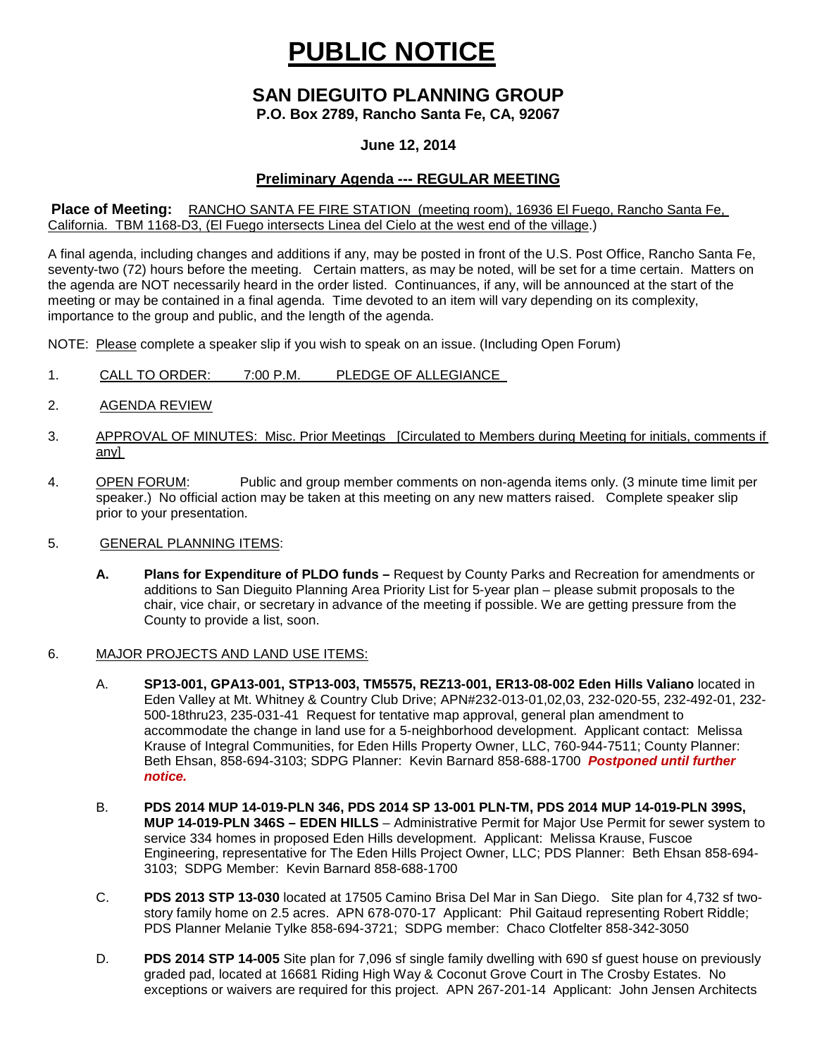# PUBLIC NOTICE

## SAN DIEGUITO PLANNING GROUP

### P.O. Box 2789, Rancho Santa Fe, CA, 92067

### June 12, 2014

### Preliminary Agenda --- REGULAR MEETING

**Place of Meeting:** RANCHO SANTA FE FIRE STATION (meeting room), 16936 El Fuego, Rancho Santa Fe, California. TBM 1168-D3, (El Fuego intersects Linea del Cielo at the west end of the village.)

A final agenda, including changes and additions if any, may be posted in front of the U.S. Post Office, Rancho Santa Fe, seventy-two (72) hours before the meeting. Certain matters, as may be noted, will be set for a time certain. Matters on the agenda are NOT necessarily heard in the order listed. Continuances, if any, will be announced at the start of the meeting or may be contained in a final agenda. Time devoted to an item will vary depending on its complexity, importance to the group and public, and the length of the agenda.

NOTE: Please complete a speaker slip if you wish to speak on an issue. (Including Open Forum)

1. CALL TO ORDER: 7:00 P.M. PLEDGE OF ALLEGIANCE

2. AGENDA REVIEW

3. APPROVAL OF MINUTES: Misc. Prior Meetings [Circulated to Members during Meeting for initials, comments if any]

4. OPEN FORUM: Public and group member comments on non-agenda items only. (3 minute time limit per speaker.) No official action may be taken at this meeting on any new matters raised. Complete speaker slip prior to your presentation.

5. GENERAL PLANNING ITEMS:

   **A. Plans for Expenditure of PLDO funds –** Request by County Parks and Recreation for amendments or additions to San Dieguito Planning Area Priority List for 5-year plan – please submit proposals to the chair, vice chair, or secretary in advance of the meeting if possible. We are getting pressure from the County to provide a list, soon.

6. MAJOR PROJECTS AND LAND USE ITEMS:

   A. **SP13-001, GPA13-001, STP13-003, TM5575, REZ13-001, ER13-08-002 Eden Hills Valiano** located in Eden Valley at Mt. Whitney & Country Club Drive; APN#232-013-01,02,03, 232-020-55, 232-492-01, 232-500-18thru23, 235-031-41 Request for tentative map approval, general plan amendment to accommodate the change in land use for a 5-neighborhood development. Applicant contact: Melissa Krause of Integral Communities, for Eden Hills Property Owner, LLC, 760-944-7511; County Planner: Beth Ehsan, 858-694-3103; SDPG Planner: Kevin Barnard 858-688-1700 ***Postponed until further notice.***

   B. **PDS 2014 MUP 14-019-PLN 346, PDS 2014 SP 13-001 PLN-TM, PDS 2014 MUP 14-019-PLN 399S, MUP 14-019-PLN 346S – EDEN HILLS** – Administrative Permit for Major Use Permit for sewer system to service 334 homes in proposed Eden Hills development. Applicant: Melissa Krause, Fuscoe Engineering, representative for The Eden Hills Project Owner, LLC; PDS Planner: Beth Ehsan 858-694-3103; SDPG Member: Kevin Barnard 858-688-1700

   C. **PDS 2013 STP 13-030** located at 17505 Camino Brisa Del Mar in San Diego. Site plan for 4,732 sf two-story family home on 2.5 acres. APN 678-070-17 Applicant: Phil Gaitaud representing Robert Riddle; PDS Planner Melanie Tylke 858-694-3721; SDPG member: Chaco Clotfelter 858-342-3050

   D. **PDS 2014 STP 14-005** Site plan for 7,096 sf single family dwelling with 690 sf guest house on previously graded pad, located at 16681 Riding High Way & Coconut Grove Court in The Crosby Estates. No exceptions or waivers are required for this project. APN 267-201-14 Applicant: John Jensen Architects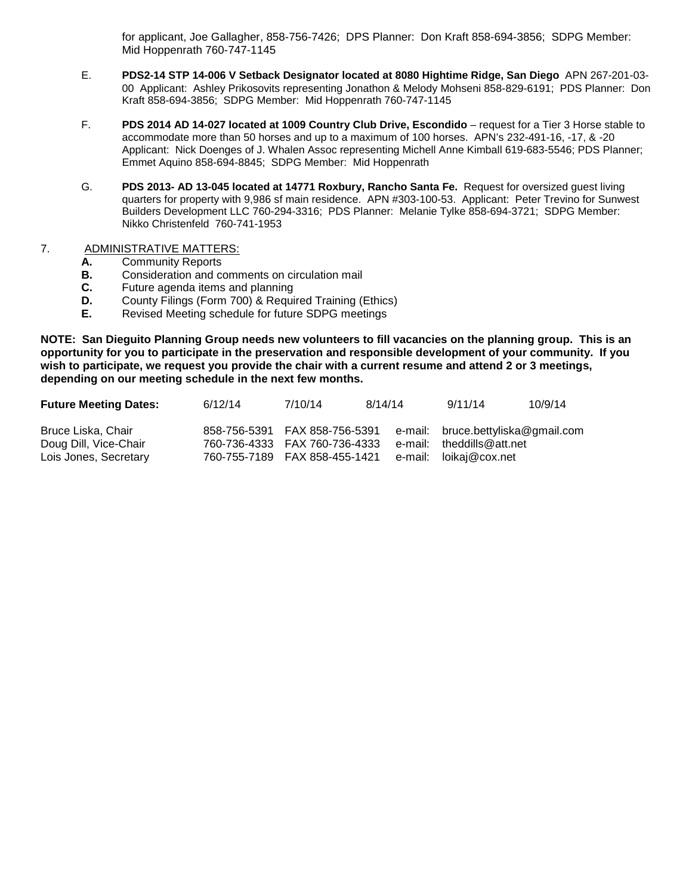for applicant, Joe Gallagher, 858-756-7426; DPS Planner: Don Kraft 858-694-3856; SDPG Member: Mid Hoppenrath 760-747-1145

E. **PDS2-14 STP 14-006 V Setback Designator located at 8080 Hightime Ridge, San Diego** APN 267-201-03-00 Applicant: Ashley Prikosovits representing Jonathon & Melody Mohseni 858-829-6191; PDS Planner: Don Kraft 858-694-3856; SDPG Member: Mid Hoppenrath 760-747-1145

F. **PDS 2014 AD 14-027 located at 1009 Country Club Drive, Escondido** – request for a Tier 3 Horse stable to accommodate more than 50 horses and up to a maximum of 100 horses. APN's 232-491-16, -17, & -20 Applicant: Nick Doenges of J. Whalen Assoc representing Michell Anne Kimball 619-683-5546; PDS Planner; Emmet Aquino 858-694-8845; SDPG Member: Mid Hoppenrath

G. **PDS 2013- AD 13-045 located at 14771 Roxbury, Rancho Santa Fe.** Request for oversized guest living quarters for property with 9,986 sf main residence. APN #303-100-53. Applicant: Peter Trevino for Sunwest Builders Development LLC 760-294-3316; PDS Planner: Melanie Tylke 858-694-3721; SDPG Member: Nikko Christenfeld 760-741-1953

7. ADMINISTRATIVE MATTERS:

**A.** Community Reports
**B.** Consideration and comments on circulation mail
**C.** Future agenda items and planning
**D.** County Filings (Form 700) & Required Training (Ethics)
**E.** Revised Meeting schedule for future SDPG meetings

**NOTE: San Dieguito Planning Group needs new volunteers to fill vacancies on the planning group. This is an opportunity for you to participate in the preservation and responsible development of your community. If you wish to participate, we request you provide the chair with a current resume and attend 2 or 3 meetings, depending on our meeting schedule in the next few months.**

**Future Meeting Dates:** 6/12/14 7/10/14 8/14/14 9/11/14 10/9/14

| | | | |
|---|---|---|---|
| Bruce Liska, Chair | 858-756-5391 | FAX 858-756-5391 | e-mail: bruce.bettyliska@gmail.com |
| Doug Dill, Vice-Chair | 760-736-4333 | FAX 760-736-4333 | e-mail: theddills@att.net |
| Lois Jones, Secretary | 760-755-7189 | FAX 858-455-1421 | e-mail: loikaj@cox.net |